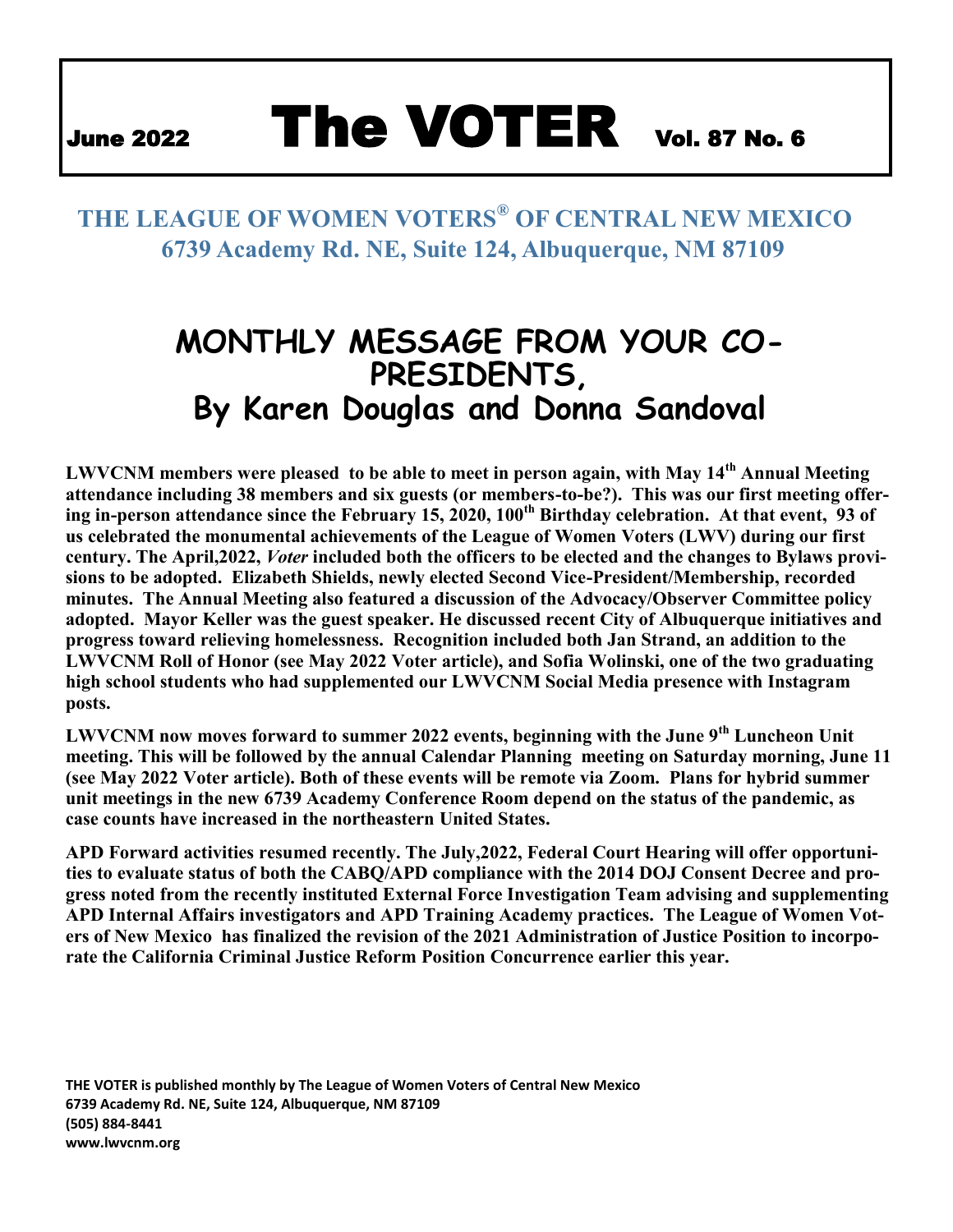# June 2022 The VOTER Vol. 87 No. 6

**THE LEAGUE OF WOMEN VOTERS® OF CENTRAL NEW MEXICO**
**6739 Academy Rd. NE, Suite 124, Albuquerque, NM 87109**

## MONTHLY MESSAGE FROM YOUR CO-PRESIDENTS,
## By Karen Douglas and Donna Sandoval

**LWVCNM members were pleased to be able to meet in person again, with May 14th Annual Meeting attendance including 38 members and six guests (or members-to-be?). This was our first meeting offering in-person attendance since the February 15, 2020, 100th Birthday celebration. At that event, 93 of us celebrated the monumental achievements of the League of Women Voters (LWV) during our first century. The April,2022, *Voter* included both the officers to be elected and the changes to Bylaws provisions to be adopted. Elizabeth Shields, newly elected Second Vice-President/Membership, recorded minutes. The Annual Meeting also featured a discussion of the Advocacy/Observer Committee policy adopted. Mayor Keller was the guest speaker. He discussed recent City of Albuquerque initiatives and progress toward relieving homelessness. Recognition included both Jan Strand, an addition to the LWVCNM Roll of Honor (see May 2022 Voter article), and Sofia Wolinski, one of the two graduating high school students who had supplemented our LWVCNM Social Media presence with Instagram posts.**

**LWVCNM now moves forward to summer 2022 events, beginning with the June 9th Luncheon Unit meeting. This will be followed by the annual Calendar Planning meeting on Saturday morning, June 11 (see May 2022 Voter article). Both of these events will be remote via Zoom. Plans for hybrid summer unit meetings in the new 6739 Academy Conference Room depend on the status of the pandemic, as case counts have increased in the northeastern United States.**

**APD Forward activities resumed recently. The July,2022, Federal Court Hearing will offer opportunities to evaluate status of both the CABQ/APD compliance with the 2014 DOJ Consent Decree and progress noted from the recently instituted External Force Investigation Team advising and supplementing APD Internal Affairs investigators and APD Training Academy practices. The League of Women Voters of New Mexico has finalized the revision of the 2021 Administration of Justice Position to incorporate the California Criminal Justice Reform Position Concurrence earlier this year.**

**THE VOTER is published monthly by The League of Women Voters of Central New Mexico**
**6739 Academy Rd. NE, Suite 124, Albuquerque, NM 87109**
**(505) 884-8441**
**www.lwvcnm.org**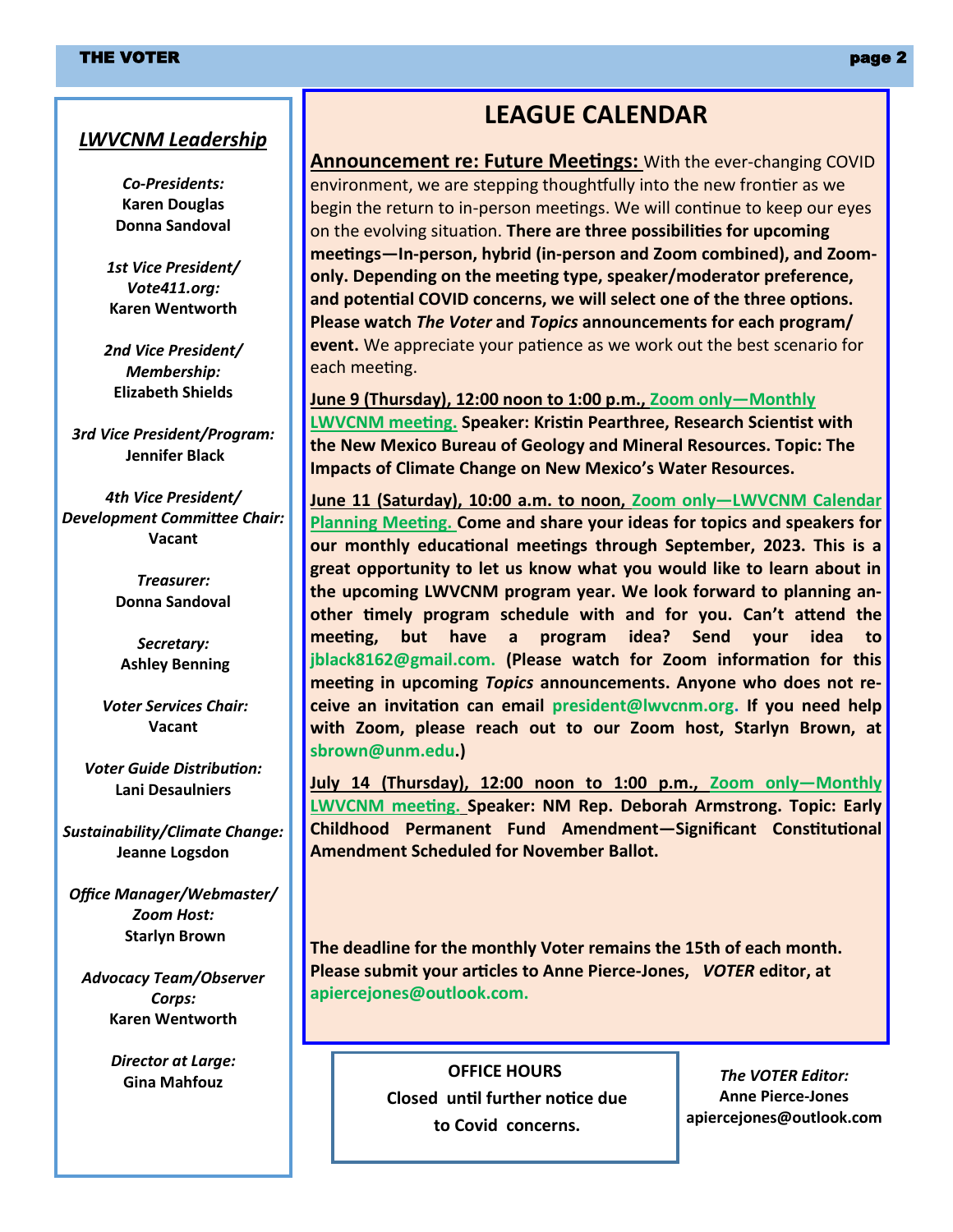## *LWVCNM Leadership*

***Co-Presidents:***
**Karen Douglas**
**Donna Sandoval**

***1st Vice President/ Vote411.org:***
**Karen Wentworth**

***2nd Vice President/ Membership:***
**Elizabeth Shields**

***3rd Vice President/Program:***
**Jennifer Black**

***4th Vice President/ Development Committee Chair:***
**Vacant**

***Treasurer:***
**Donna Sandoval**

***Secretary:***
**Ashley Benning**

***Voter Services Chair:***
**Vacant**

***Voter Guide Distribution:***
**Lani Desaulniers**

***Sustainability/Climate Change:***
**Jeanne Logsdon**

***Office Manager/Webmaster/ Zoom Host:***
**Starlyn Brown**

***Advocacy Team/Observer Corps:***
**Karen Wentworth**

***Director at Large:***
**Gina Mahfouz**

# LEAGUE CALENDAR

**Announcement re: Future Meetings:** With the ever-changing COVID environment, we are stepping thoughtfully into the new frontier as we begin the return to in-person meetings. We will continue to keep our eyes on the evolving situation. **There are three possibilities for upcoming meetings—In-person, hybrid (in-person and Zoom combined), and Zoom-only. Depending on the meeting type, speaker/moderator preference, and potential COVID concerns, we will select one of the three options. Please watch *The Voter* and *Topics* announcements for each program/ event.** We appreciate your patience as we work out the best scenario for each meeting.

**June 9 (Thursday), 12:00 noon to 1:00 p.m., Zoom only—Monthly LWVCNM meeting. Speaker: Kristin Pearthree, Research Scientist with the New Mexico Bureau of Geology and Mineral Resources. Topic: The Impacts of Climate Change on New Mexico's Water Resources.**

**June 11 (Saturday), 10:00 a.m. to noon, Zoom only—LWVCNM Calendar Planning Meeting. Come and share your ideas for topics and speakers for our monthly educational meetings through September, 2023. This is a great opportunity to let us know what you would like to learn about in the upcoming LWVCNM program year. We look forward to planning another timely program schedule with and for you. Can't attend the meeting, but have a program idea? Send your idea to jblack8162@gmail.com. (Please watch for Zoom information for this meeting in upcoming *Topics* announcements. Anyone who does not receive an invitation can email president@lwvcnm.org. If you need help with Zoom, please reach out to our Zoom host, Starlyn Brown, at sbrown@unm.edu.)**

**July 14 (Thursday), 12:00 noon to 1:00 p.m., Zoom only—Monthly LWVCNM meeting. Speaker: NM Rep. Deborah Armstrong. Topic: Early Childhood Permanent Fund Amendment—Significant Constitutional Amendment Scheduled for November Ballot.**

**The deadline for the monthly Voter remains the 15th of each month. Please submit your articles to Anne Pierce-Jones, *VOTER* editor, at apiercejones@outlook.com.**

**OFFICE HOURS**
**Closed until further notice due to Covid concerns.**

***The VOTER Editor:***
**Anne Pierce-Jones**
**apiercejones@outlook.com**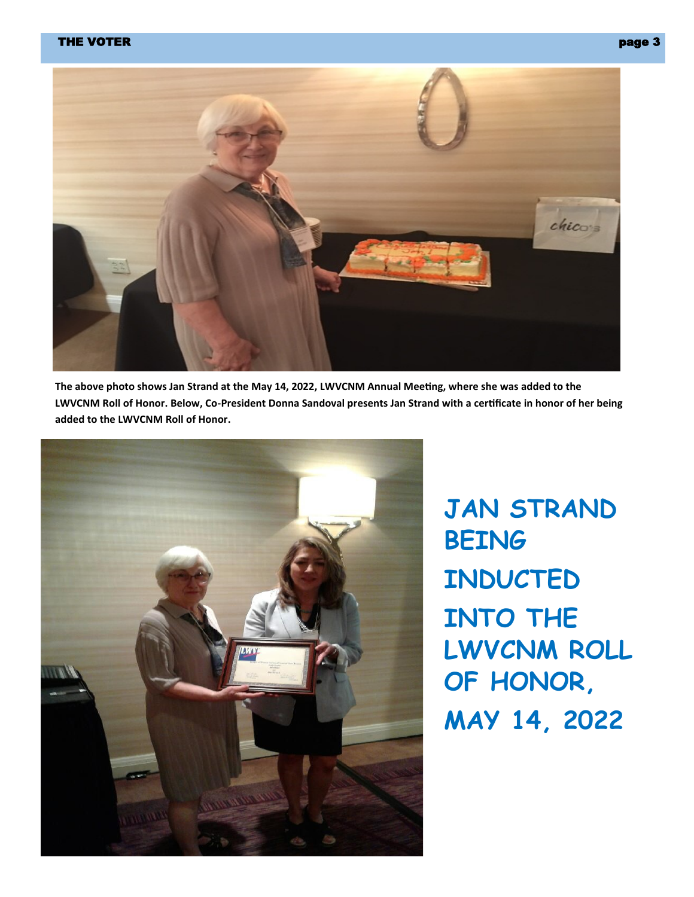The above photo shows Jan Strand at the May 14, 2022, LWVCNM Annual Meeting, where she was added to the LWVCNM Roll of Honor. Below, Co-President Donna Sandoval presents Jan Strand with a certificate in honor of her being added to the LWVCNM Roll of Honor.

# JAN STRAND BEING INDUCTED INTO THE LWVCNM ROLL OF HONOR, MAY 14, 2022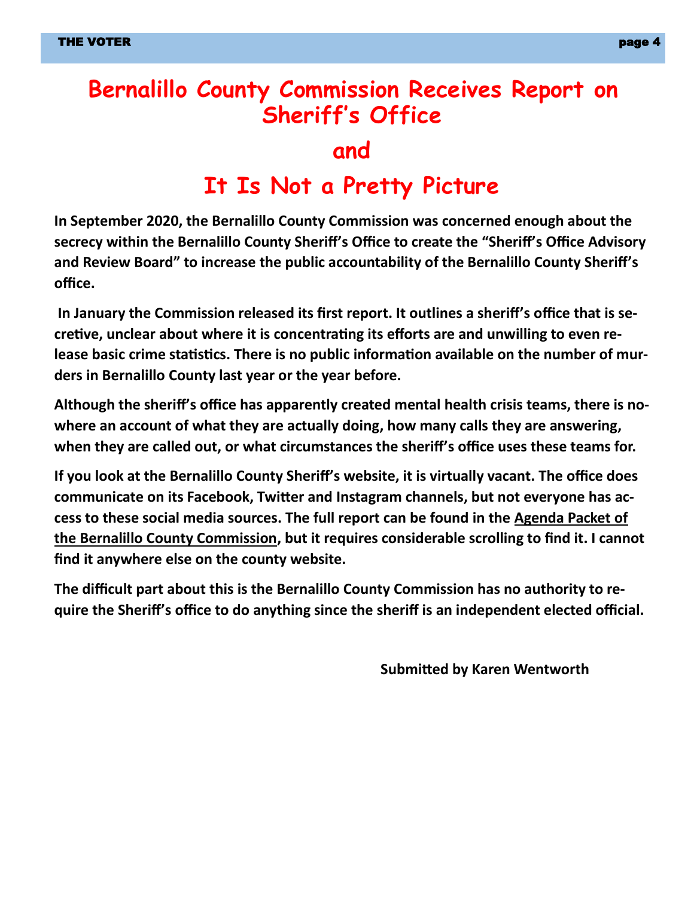# Bernalillo County Commission Receives Report on Sheriff's Office

# and

# It Is Not a Pretty Picture

**In September 2020, the Bernalillo County Commission was concerned enough about the secrecy within the Bernalillo County Sheriff's Office to create the "Sheriff's Office Advisory and Review Board" to increase the public accountability of the Bernalillo County Sheriff's office.**

**In January the Commission released its first report. It outlines a sheriff's office that is secretive, unclear about where it is concentrating its efforts are and unwilling to even release basic crime statistics. There is no public information available on the number of murders in Bernalillo County last year or the year before.**

**Although the sheriff's office has apparently created mental health crisis teams, there is nowhere an account of what they are actually doing, how many calls they are answering, when they are called out, or what circumstances the sheriff's office uses these teams for.**

**If you look at the Bernalillo County Sheriff's website, it is virtually vacant. The office does communicate on its Facebook, Twitter and Instagram channels, but not everyone has access to these social media sources. The full report can be found in the Agenda Packet of the Bernalillo County Commission, but it requires considerable scrolling to find it. I cannot find it anywhere else on the county website.**

**The difficult part about this is the Bernalillo County Commission has no authority to require the Sheriff's office to do anything since the sheriff is an independent elected official.**

**Submitted by Karen Wentworth**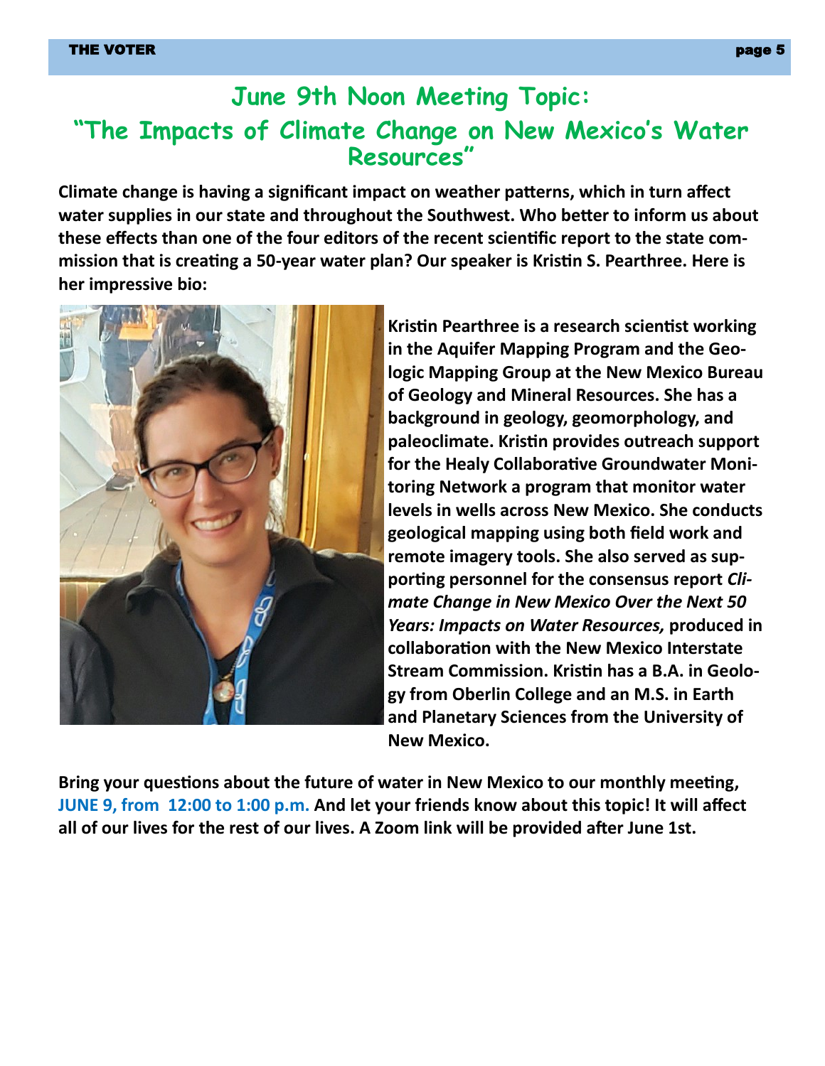## June 9th Noon Meeting Topic:
## "The Impacts of Climate Change on New Mexico's Water Resources"

**Climate change is having a significant impact on weather patterns, which in turn affect water supplies in our state and throughout the Southwest. Who better to inform us about these effects than one of the four editors of the recent scientific report to the state commission that is creating a 50-year water plan? Our speaker is Kristin S. Pearthree. Here is her impressive bio:**

**Kristin Pearthree is a research scientist working in the Aquifer Mapping Program and the Geologic Mapping Group at the New Mexico Bureau of Geology and Mineral Resources. She has a background in geology, geomorphology, and paleoclimate. Kristin provides outreach support for the Healy Collaborative Groundwater Monitoring Network a program that monitor water levels in wells across New Mexico. She conducts geological mapping using both field work and remote imagery tools. She also served as supporting personnel for the consensus report *Climate Change in New Mexico Over the Next 50 Years: Impacts on Water Resources,* produced in collaboration with the New Mexico Interstate Stream Commission. Kristin has a B.A. in Geology from Oberlin College and an M.S. in Earth and Planetary Sciences from the University of New Mexico.**

**Bring your questions about the future of water in New Mexico to our monthly meeting, JUNE 9, from 12:00 to 1:00 p.m. And let your friends know about this topic! It will affect all of our lives for the rest of our lives. A Zoom link will be provided after June 1st.**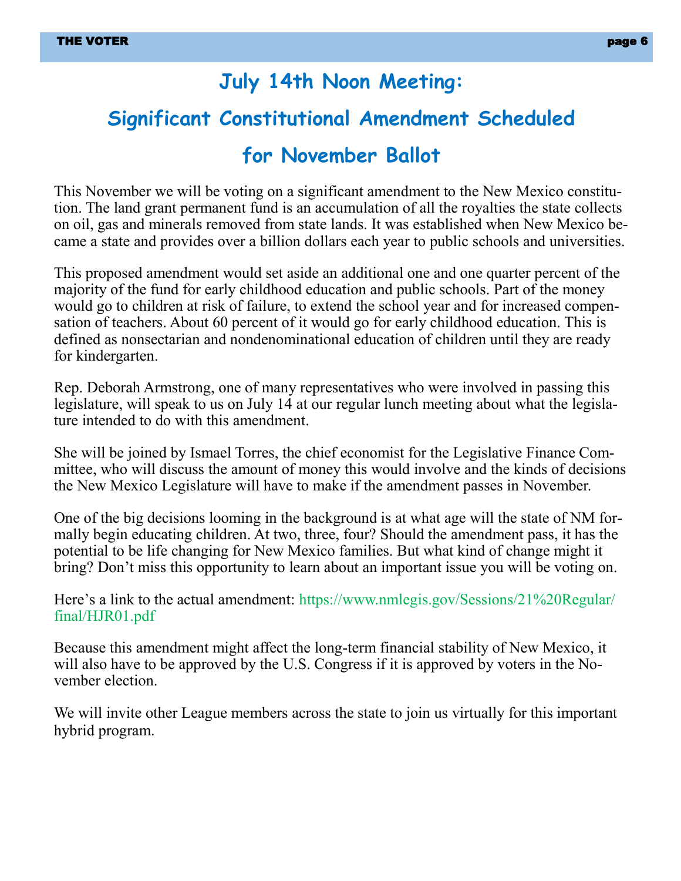# July 14th Noon Meeting: Significant Constitutional Amendment Scheduled for November Ballot

This November we will be voting on a significant amendment to the New Mexico constitution. The land grant permanent fund is an accumulation of all the royalties the state collects on oil, gas and minerals removed from state lands. It was established when New Mexico became a state and provides over a billion dollars each year to public schools and universities.

This proposed amendment would set aside an additional one and one quarter percent of the majority of the fund for early childhood education and public schools. Part of the money would go to children at risk of failure, to extend the school year and for increased compensation of teachers. About 60 percent of it would go for early childhood education. This is defined as nonsectarian and nondenominational education of children until they are ready for kindergarten.

Rep. Deborah Armstrong, one of many representatives who were involved in passing this legislature, will speak to us on July 14 at our regular lunch meeting about what the legislature intended to do with this amendment.

She will be joined by Ismael Torres, the chief economist for the Legislative Finance Committee, who will discuss the amount of money this would involve and the kinds of decisions the New Mexico Legislature will have to make if the amendment passes in November.

One of the big decisions looming in the background is at what age will the state of NM formally begin educating children. At two, three, four? Should the amendment pass, it has the potential to be life changing for New Mexico families. But what kind of change might it bring? Don't miss this opportunity to learn about an important issue you will be voting on.

Here's a link to the actual amendment: https://www.nmlegis.gov/Sessions/21%20Regular/final/HJR01.pdf

Because this amendment might affect the long-term financial stability of New Mexico, it will also have to be approved by the U.S. Congress if it is approved by voters in the November election.

We will invite other League members across the state to join us virtually for this important hybrid program.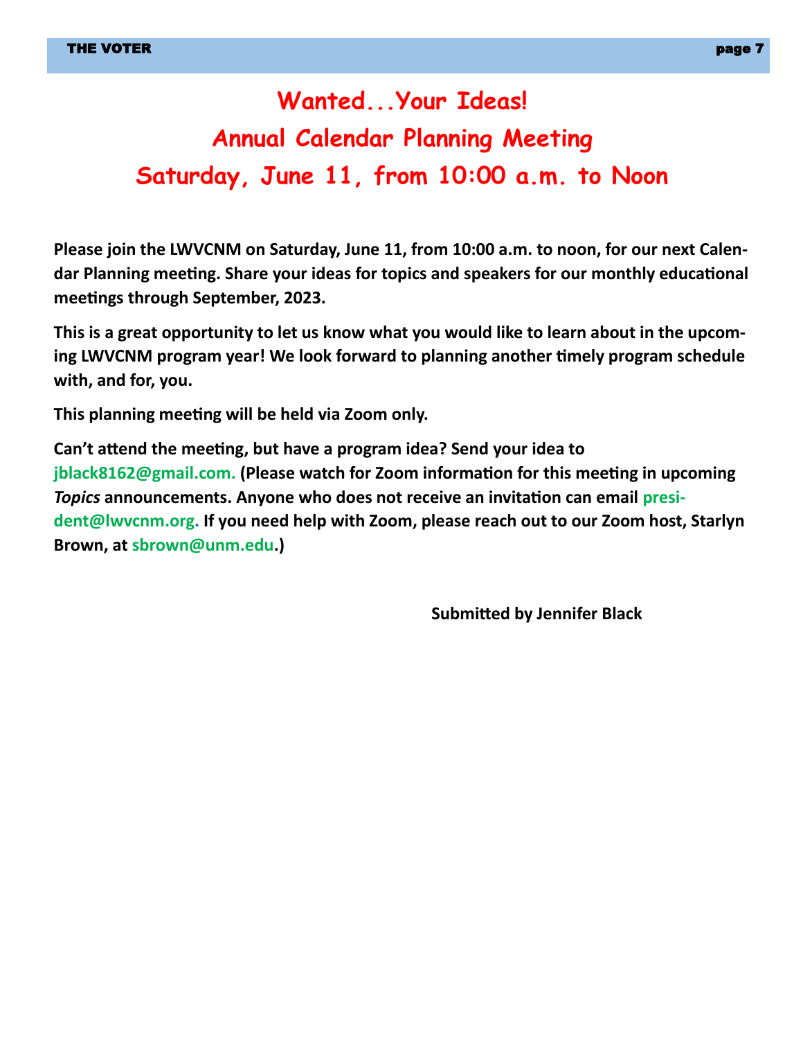# Wanted...Your Ideas!

## Annual Calendar Planning Meeting

## Saturday, June 11, from 10:00 a.m. to Noon

**Please join the LWVCNM on Saturday, June 11, from 10:00 a.m. to noon, for our next Calendar Planning meeting. Share your ideas for topics and speakers for our monthly educational meetings through September, 2023.**

**This is a great opportunity to let us know what you would like to learn about in the upcoming LWVCNM program year! We look forward to planning another timely program schedule with, and for, you.**

**This planning meeting will be held via Zoom only.**

**Can't attend the meeting, but have a program idea? Send your idea to jblack8162@gmail.com. (Please watch for Zoom information for this meeting in upcoming *Topics* announcements. Anyone who does not receive an invitation can email president@lwvcnm.org. If you need help with Zoom, please reach out to our Zoom host, Starlyn Brown, at sbrown@unm.edu.)**

**Submitted by Jennifer Black**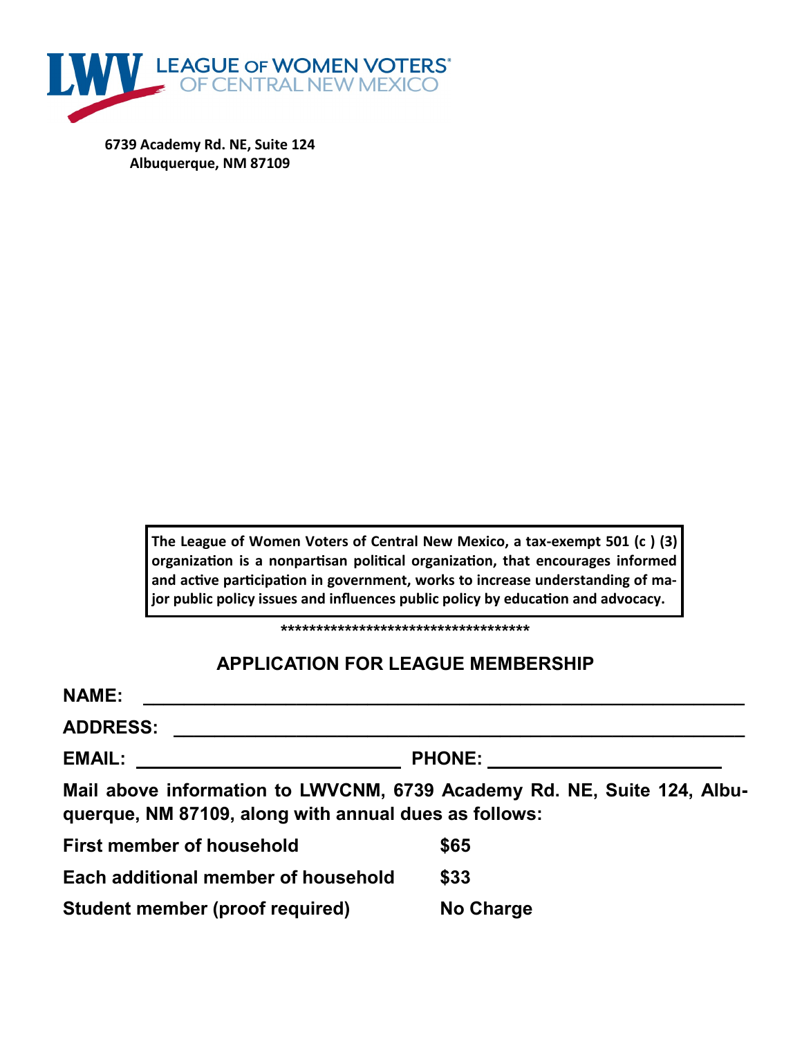LEAGUE OF WOMEN VOTERS® OF CENTRAL NEW MEXICO

**6739 Academy Rd. NE, Suite 124**
**Albuquerque, NM 87109**

**The League of Women Voters of Central New Mexico, a tax-exempt 501 (c ) (3) organization is a nonpartisan political organization, that encourages informed and active participation in government, works to increase understanding of major public policy issues and influences public policy by education and advocacy.**

***********************************

## APPLICATION FOR LEAGUE MEMBERSHIP

**NAME:** ____________________________________________________________

**ADDRESS:** ________________________________________________________

**EMAIL:** __________________________ **PHONE:** ______________________

**Mail above information to LWVCNM, 6739 Academy Rd. NE, Suite 124, Albuquerque, NM 87109, along with annual dues as follows:**

| | |
|---|---|
| **First member of household** | **$65** |
| **Each additional member of household** | **$33** |
| **Student member (proof required)** | **No Charge** |